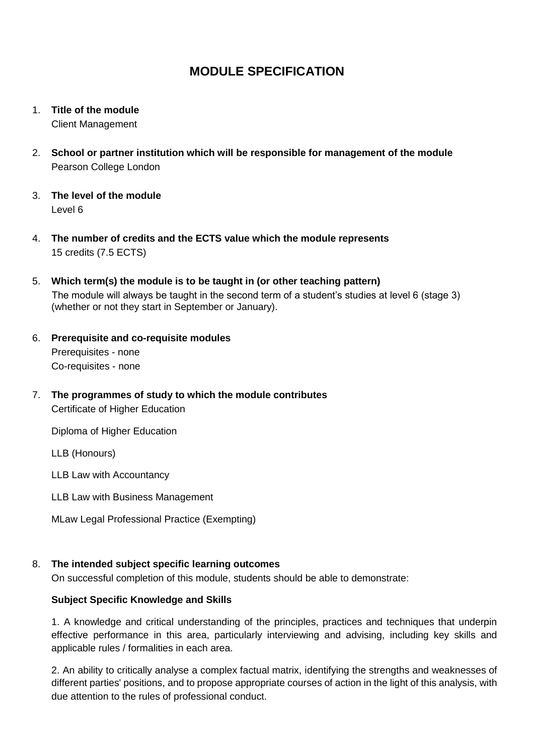# MODULE SPECIFICATION

1. **Title of the module**

   Client Management

2. **School or partner institution which will be responsible for management of the module**

   Pearson College London

3. **The level of the module**

   Level 6

4. **The number of credits and the ECTS value which the module represents**

   15 credits (7.5 ECTS)

5. **Which term(s) the module is to be taught in (or other teaching pattern)**

   The module will always be taught in the second term of a student's studies at level 6 (stage 3) (whether or not they start in September or January).

6. **Prerequisite and co-requisite modules**

   Prerequisites - none

   Co-requisites - none

7. **The programmes of study to which the module contributes**

   Certificate of Higher Education

   Diploma of Higher Education

   LLB (Honours)

   LLB Law with Accountancy

   LLB Law with Business Management

   MLaw Legal Professional Practice (Exempting)

8. **The intended subject specific learning outcomes**

   On successful completion of this module, students should be able to demonstrate:

   **Subject Specific Knowledge and Skills**

   1. A knowledge and critical understanding of the principles, practices and techniques that underpin effective performance in this area, particularly interviewing and advising, including key skills and applicable rules / formalities in each area.

   2. An ability to critically analyse a complex factual matrix, identifying the strengths and weaknesses of different parties' positions, and to propose appropriate courses of action in the light of this analysis, with due attention to the rules of professional conduct.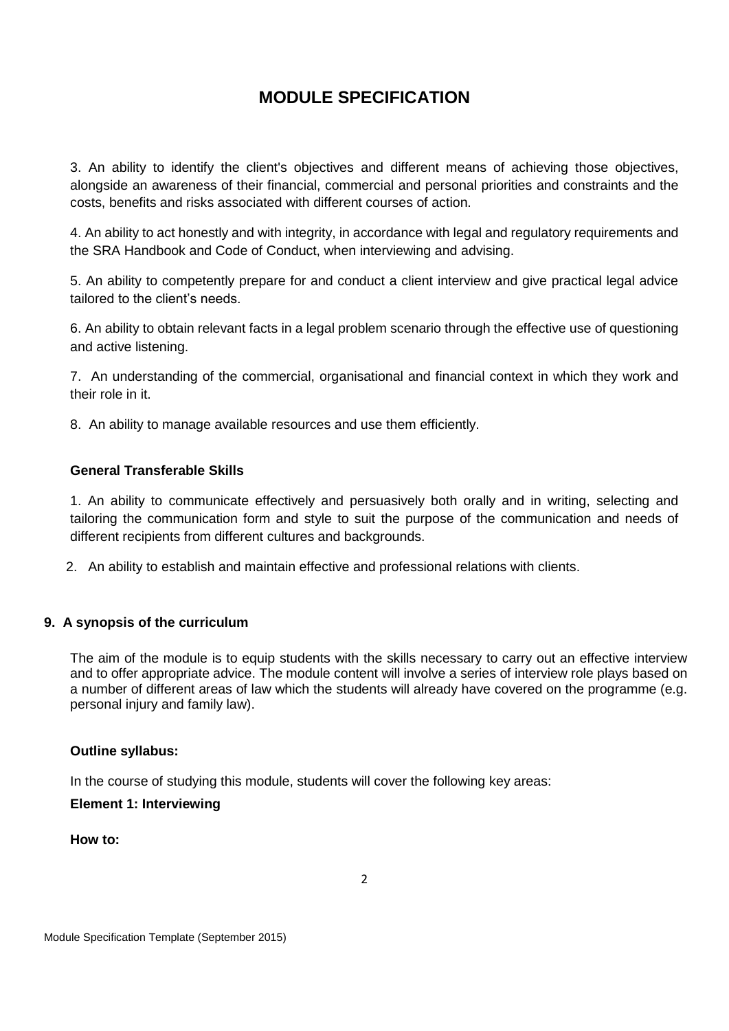# MODULE SPECIFICATION

3. An ability to identify the client's objectives and different means of achieving those objectives, alongside an awareness of their financial, commercial and personal priorities and constraints and the costs, benefits and risks associated with different courses of action.

4. An ability to act honestly and with integrity, in accordance with legal and regulatory requirements and the SRA Handbook and Code of Conduct, when interviewing and advising.

5. An ability to competently prepare for and conduct a client interview and give practical legal advice tailored to the client's needs.

6. An ability to obtain relevant facts in a legal problem scenario through the effective use of questioning and active listening.

7. An understanding of the commercial, organisational and financial context in which they work and their role in it.

8. An ability to manage available resources and use them efficiently.

**General Transferable Skills**

1. An ability to communicate effectively and persuasively both orally and in writing, selecting and tailoring the communication form and style to suit the purpose of the communication and needs of different recipients from different cultures and backgrounds.

2. An ability to establish and maintain effective and professional relations with clients.

## 9. A synopsis of the curriculum

The aim of the module is to equip students with the skills necessary to carry out an effective interview and to offer appropriate advice. The module content will involve a series of interview role plays based on a number of different areas of law which the students will already have covered on the programme (e.g. personal injury and family law).

**Outline syllabus:**

In the course of studying this module, students will cover the following key areas:

**Element 1: Interviewing**

**How to:**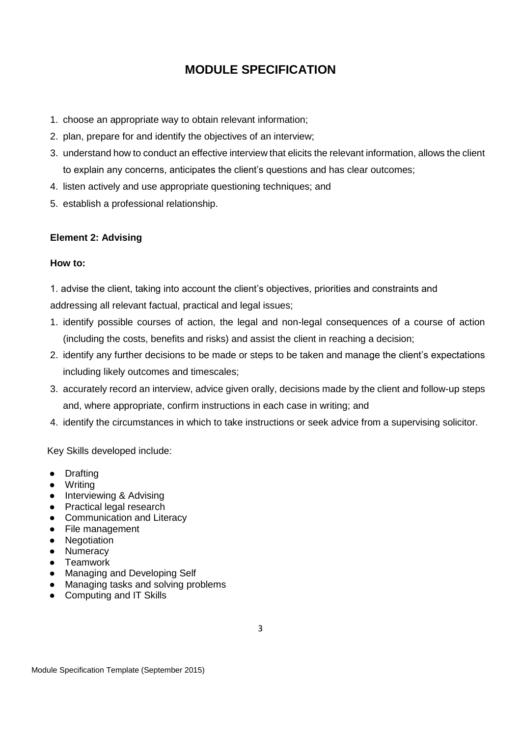# MODULE SPECIFICATION

1. choose an appropriate way to obtain relevant information;
2. plan, prepare for and identify the objectives of an interview;
3. understand how to conduct an effective interview that elicits the relevant information, allows the client to explain any concerns, anticipates the client's questions and has clear outcomes;
4. listen actively and use appropriate questioning techniques; and
5. establish a professional relationship.

**Element 2: Advising**

**How to:**

1. advise the client, taking into account the client's objectives, priorities and constraints and addressing all relevant factual, practical and legal issues;

1. identify possible courses of action, the legal and non-legal consequences of a course of action (including the costs, benefits and risks) and assist the client in reaching a decision;
2. identify any further decisions to be made or steps to be taken and manage the client's expectations including likely outcomes and timescales;
3. accurately record an interview, advice given orally, decisions made by the client and follow-up steps and, where appropriate, confirm instructions in each case in writing; and
4. identify the circumstances in which to take instructions or seek advice from a supervising solicitor.

Key Skills developed include:

- Drafting
- Writing
- Interviewing & Advising
- Practical legal research
- Communication and Literacy
- File management
- Negotiation
- Numeracy
- Teamwork
- Managing and Developing Self
- Managing tasks and solving problems
- Computing and IT Skills

Module Specification Template (September 2015)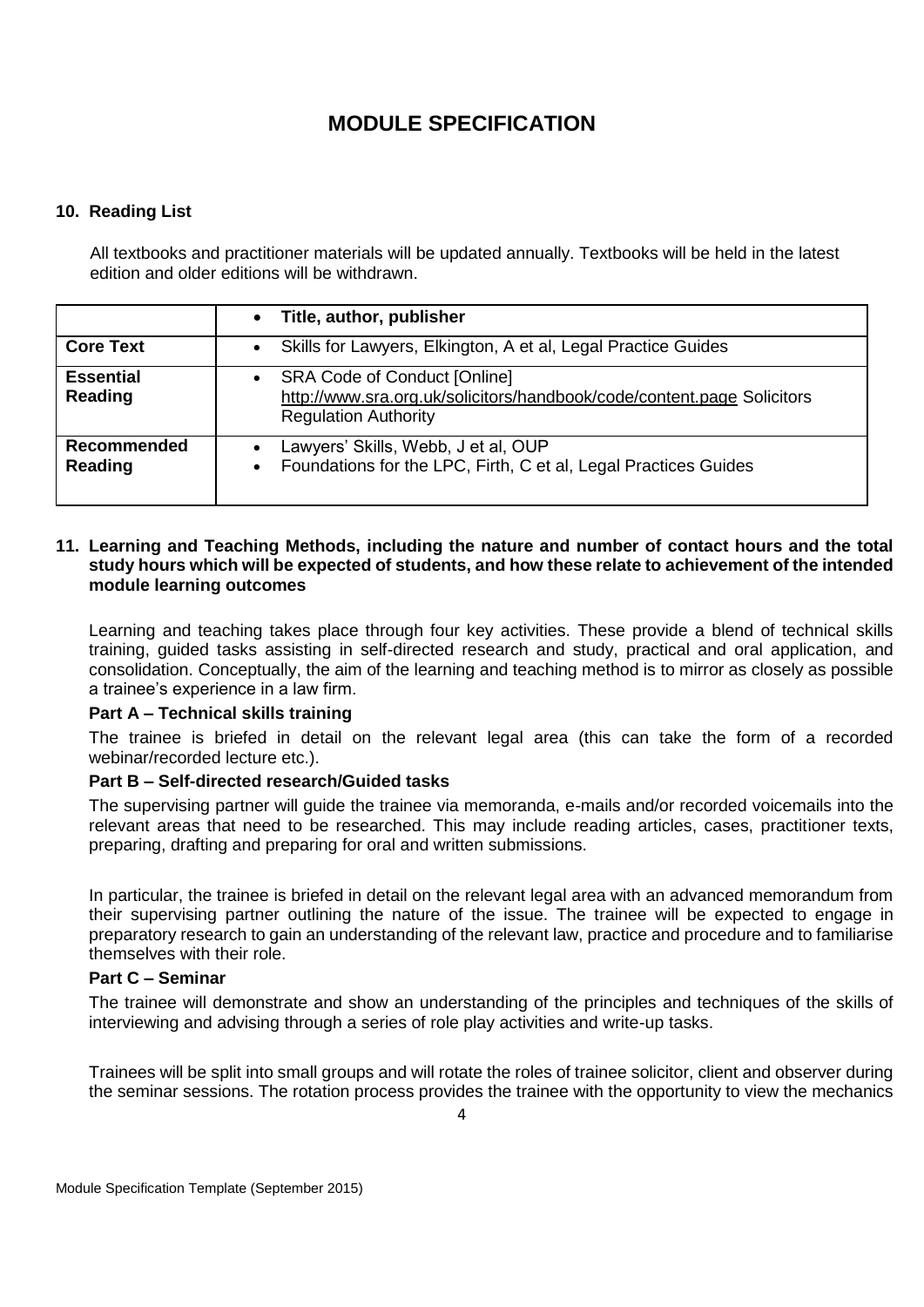# MODULE SPECIFICATION

## 10. Reading List

All textbooks and practitioner materials will be updated annually. Textbooks will be held in the latest edition and older editions will be withdrawn.

| | Title, author, publisher |
|---|---|
| **Core Text** | Skills for Lawyers, Elkington, A et al, Legal Practice Guides |
| **Essential Reading** | SRA Code of Conduct [Online] http://www.sra.org.uk/solicitors/handbook/code/content.page Solicitors Regulation Authority |
| **Recommended Reading** | Lawyers' Skills, Webb, J et al, OUP<br>Foundations for the LPC, Firth, C et al, Legal Practices Guides |

## 11. Learning and Teaching Methods, including the nature and number of contact hours and the total study hours which will be expected of students, and how these relate to achievement of the intended module learning outcomes

Learning and teaching takes place through four key activities. These provide a blend of technical skills training, guided tasks assisting in self-directed research and study, practical and oral application, and consolidation. Conceptually, the aim of the learning and teaching method is to mirror as closely as possible a trainee's experience in a law firm.

**Part A – Technical skills training**

The trainee is briefed in detail on the relevant legal area (this can take the form of a recorded webinar/recorded lecture etc.).

**Part B – Self-directed research/Guided tasks**

The supervising partner will guide the trainee via memoranda, e-mails and/or recorded voicemails into the relevant areas that need to be researched. This may include reading articles, cases, practitioner texts, preparing, drafting and preparing for oral and written submissions.

In particular, the trainee is briefed in detail on the relevant legal area with an advanced memorandum from their supervising partner outlining the nature of the issue. The trainee will be expected to engage in preparatory research to gain an understanding of the relevant law, practice and procedure and to familiarise themselves with their role.

**Part C – Seminar**

The trainee will demonstrate and show an understanding of the principles and techniques of the skills of interviewing and advising through a series of role play activities and write-up tasks.

Trainees will be split into small groups and will rotate the roles of trainee solicitor, client and observer during the seminar sessions. The rotation process provides the trainee with the opportunity to view the mechanics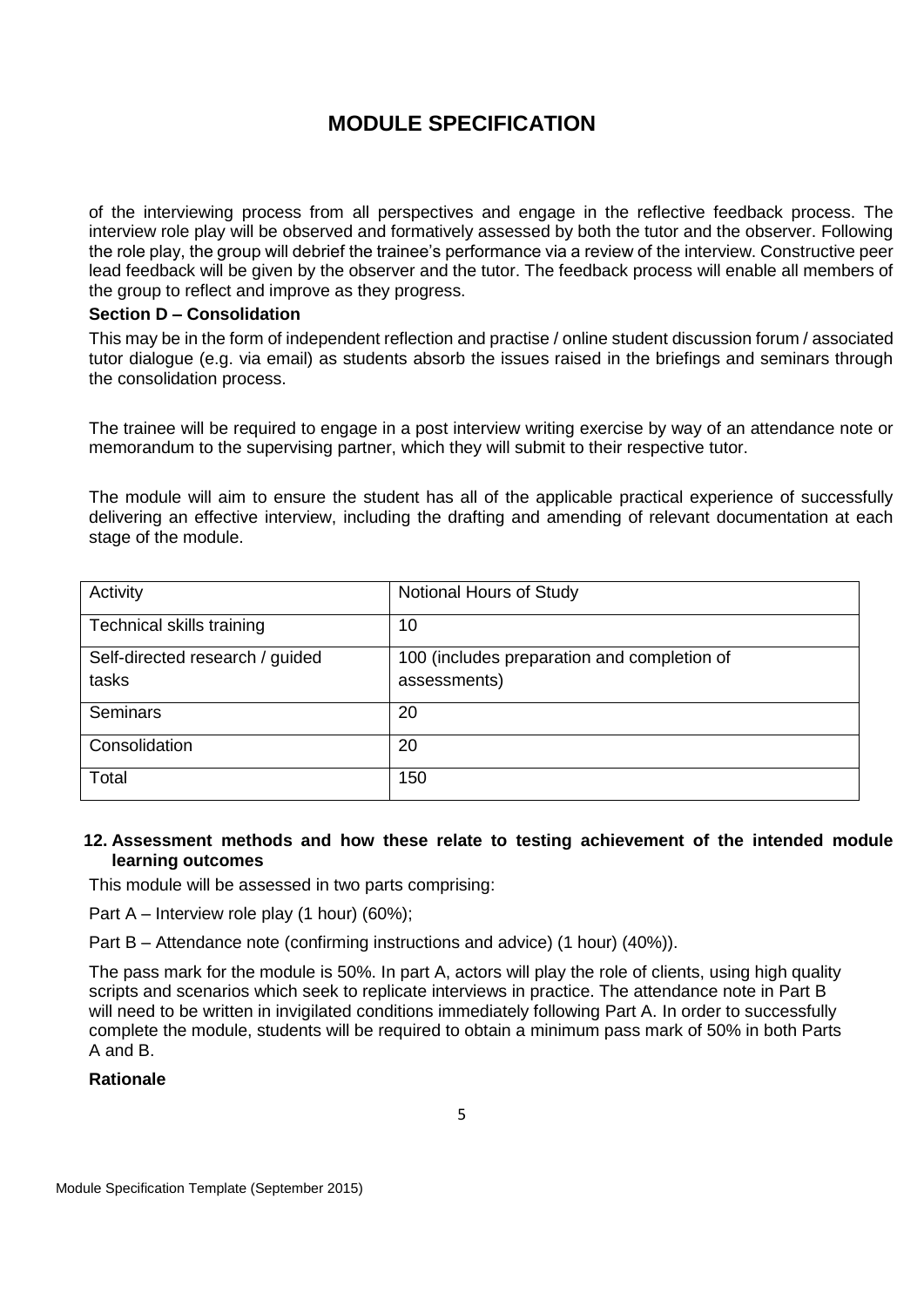of the interviewing process from all perspectives and engage in the reflective feedback process. The interview role play will be observed and formatively assessed by both the tutor and the observer. Following the role play, the group will debrief the trainee's performance via a review of the interview. Constructive peer lead feedback will be given by the observer and the tutor. The feedback process will enable all members of the group to reflect and improve as they progress.

**Section D – Consolidation**

This may be in the form of independent reflection and practise / online student discussion forum / associated tutor dialogue (e.g. via email) as students absorb the issues raised in the briefings and seminars through the consolidation process.

The trainee will be required to engage in a post interview writing exercise by way of an attendance note or memorandum to the supervising partner, which they will submit to their respective tutor.

The module will aim to ensure the student has all of the applicable practical experience of successfully delivering an effective interview, including the drafting and amending of relevant documentation at each stage of the module.

| Activity | Notional Hours of Study |
|---|---|
| Technical skills training | 10 |
| Self-directed research / guided tasks | 100 (includes preparation and completion of assessments) |
| Seminars | 20 |
| Consolidation | 20 |
| Total | 150 |

**12. Assessment methods and how these relate to testing achievement of the intended module learning outcomes**

This module will be assessed in two parts comprising:

Part A – Interview role play (1 hour) (60%);

Part B – Attendance note (confirming instructions and advice) (1 hour) (40%)).

The pass mark for the module is 50%. In part A, actors will play the role of clients, using high quality scripts and scenarios which seek to replicate interviews in practice. The attendance note in Part B will need to be written in invigilated conditions immediately following Part A. In order to successfully complete the module, students will be required to obtain a minimum pass mark of 50% in both Parts A and B.

**Rationale**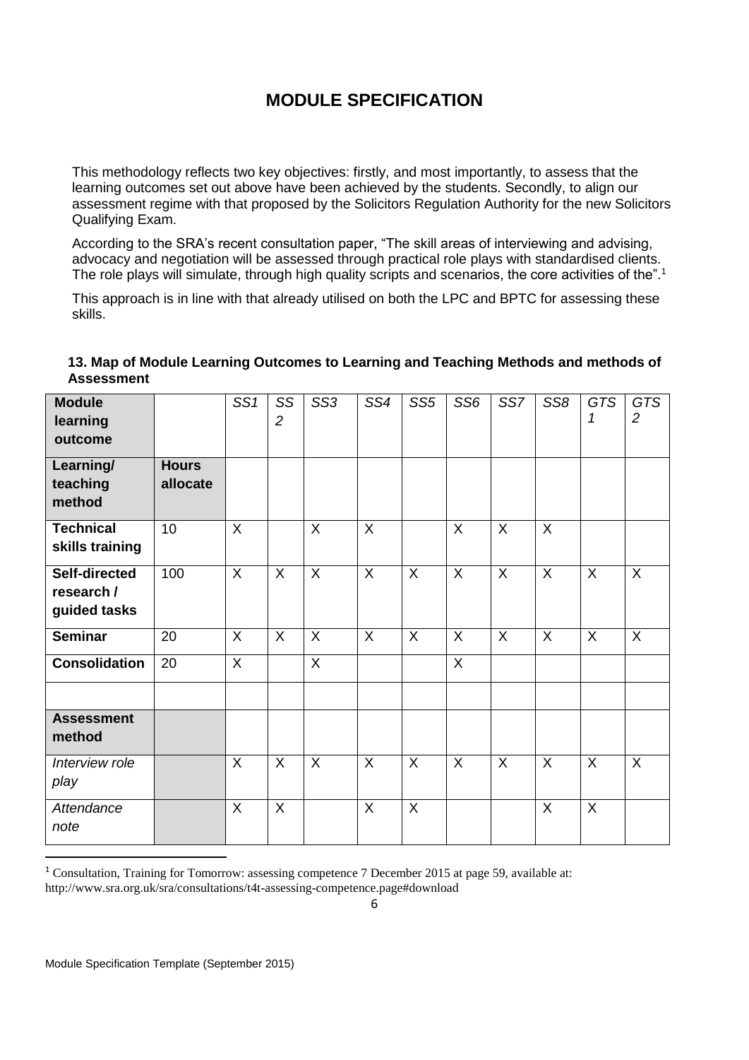# MODULE SPECIFICATION

This methodology reflects two key objectives: firstly, and most importantly, to assess that the learning outcomes set out above have been achieved by the students. Secondly, to align our assessment regime with that proposed by the Solicitors Regulation Authority for the new Solicitors Qualifying Exam.

According to the SRA's recent consultation paper, "The skill areas of interviewing and advising, advocacy and negotiation will be assessed through practical role plays with standardised clients. The role plays will simulate, through high quality scripts and scenarios, the core activities of the".[1]

This approach is in line with that already utilised on both the LPC and BPTC for assessing these skills.

**13. Map of Module Learning Outcomes to Learning and Teaching Methods and methods of Assessment**

| **Module learning outcome** | | *SS1* | *SS2* | *SS3* | *SS4* | *SS5* | *SS6* | *SS7* | *SS8* | *GTS 1* | *GTS 2* |
|---|---|---|---|---|---|---|---|---|---|---|---|
| **Learning/ teaching method** | **Hours allocate** | | | | | | | | | | |
| **Technical skills training** | 10 | X | | X | X | | X | X | X | | |
| **Self-directed research / guided tasks** | 100 | X | X | X | X | X | X | X | X | X | X |
| **Seminar** | 20 | X | X | X | X | X | X | X | X | X | X |
| **Consolidation** | 20 | X | | X | | | X | | | | |
| | | | | | | | | | | | |
| **Assessment method** | | | | | | | | | | | |
| *Interview role play* | | X | X | X | X | X | X | X | X | X | X |
| *Attendance note* | | X | X | | X | X | | | X | X | |

[1] Consultation, Training for Tomorrow: assessing competence 7 December 2015 at page 59, available at: http://www.sra.org.uk/sra/consultations/t4t-assessing-competence.page#download

Module Specification Template (September 2015)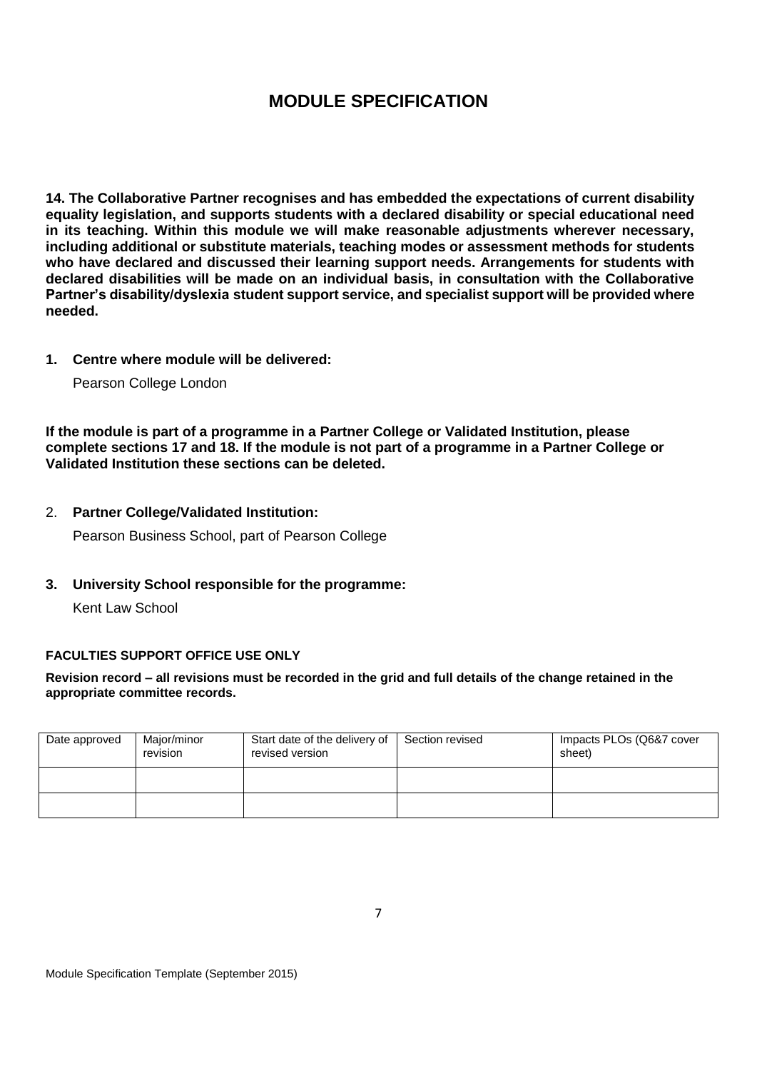# MODULE SPECIFICATION

**14. The Collaborative Partner recognises and has embedded the expectations of current disability equality legislation, and supports students with a declared disability or special educational need in its teaching. Within this module we will make reasonable adjustments wherever necessary, including additional or substitute materials, teaching modes or assessment methods for students who have declared and discussed their learning support needs. Arrangements for students with declared disabilities will be made on an individual basis, in consultation with the Collaborative Partner's disability/dyslexia student support service, and specialist support will be provided where needed.**

1. **Centre where module will be delivered:**

   Pearson College London

**If the module is part of a programme in a Partner College or Validated Institution, please complete sections 17 and 18. If the module is not part of a programme in a Partner College or Validated Institution these sections can be deleted.**

2. **Partner College/Validated Institution:**

   Pearson Business School, part of Pearson College

3. **University School responsible for the programme:**

   Kent Law School

**FACULTIES SUPPORT OFFICE USE ONLY**

**Revision record – all revisions must be recorded in the grid and full details of the change retained in the appropriate committee records.**

| Date approved | Major/minor revision | Start date of the delivery of revised version | Section revised | Impacts PLOs (Q6&7 cover sheet) |
|---|---|---|---|---|
| | | | | |
| | | | | |

Module Specification Template (September 2015)